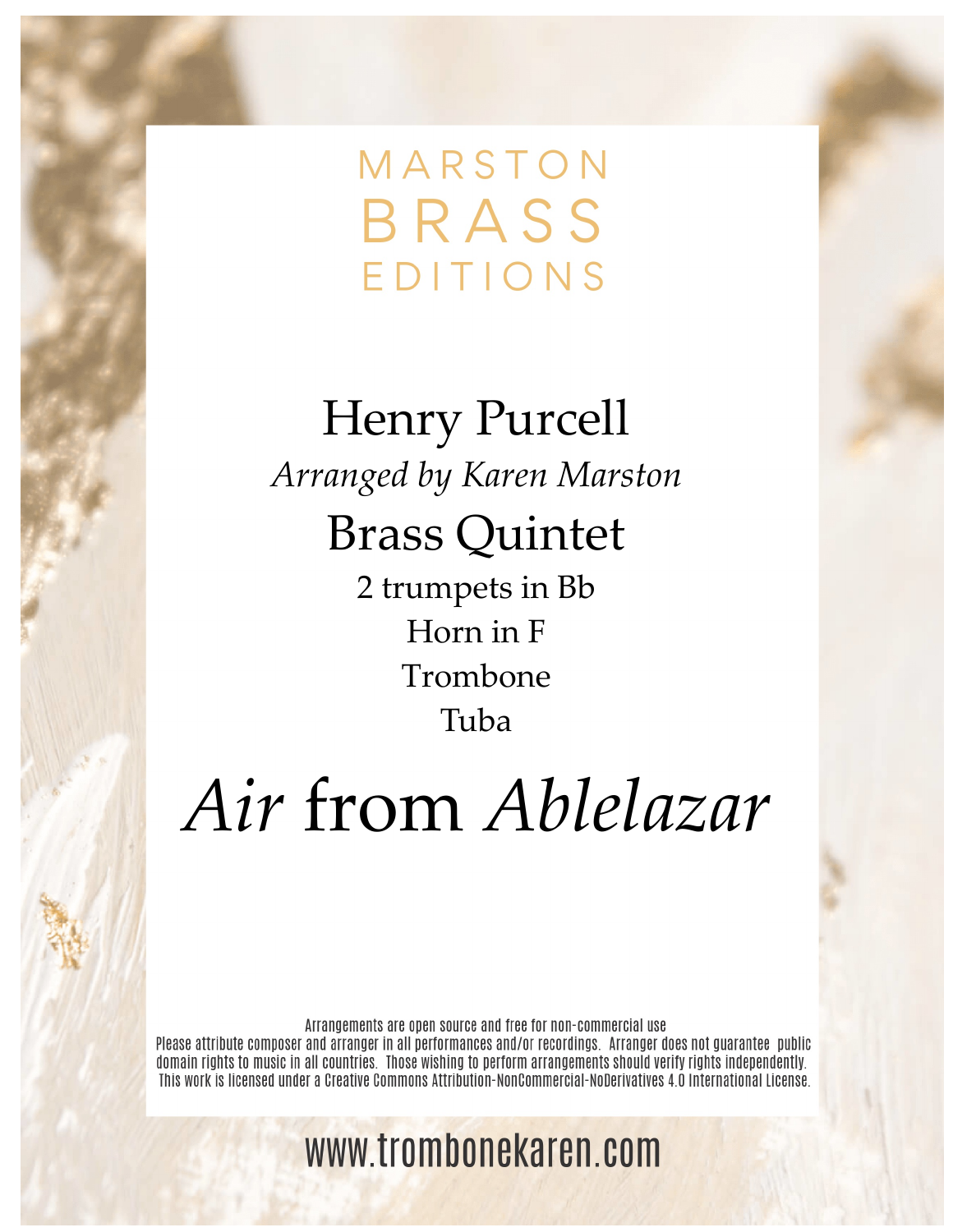MARSTON

BRASS

EDITIONS

# Henry Purcell

*Arranged by Karen Marston*

## Brass Quintet

2 trumpets in Bb

Horn in F

Trombone

Tuba

# *Air* from *Ablelazar*

Arrangements are open source and free for non-commercial use

Please attribute composer and arranger in all performances and/or recordings. Arranger does not guarantee public domain rights to music in all countries. Those wishing to perform arrangements should verify rights independently. This work is licensed under a Creative Commons Attribution-NonCommercial-NoDerivatives 4.0 International License.

www.trombonekaren.com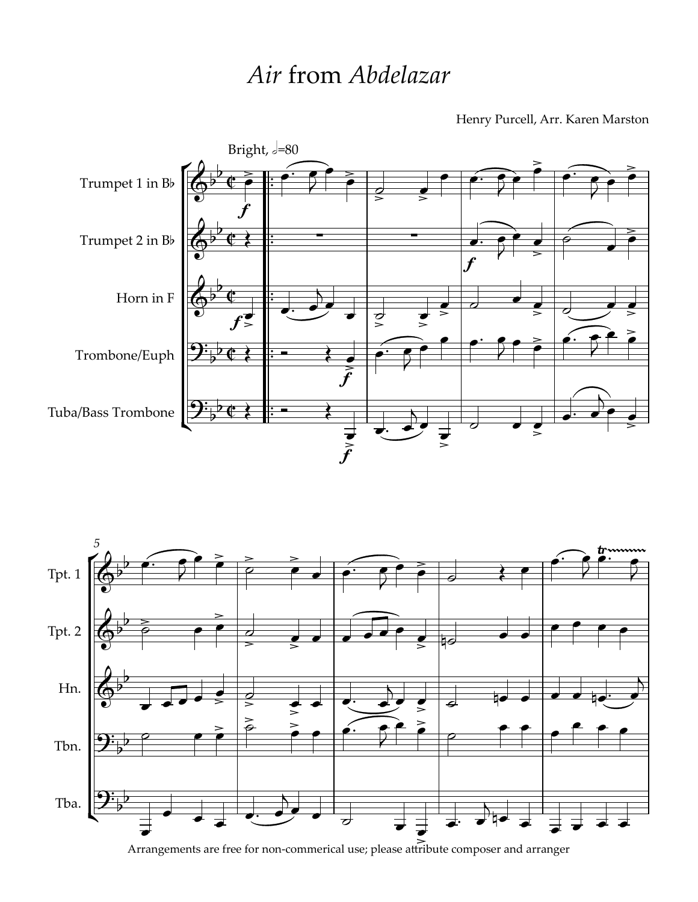# *Air* from *Abdelazar*

Henry Purcell, Arr. Karen Marston

Arrangements are free for non-commerical use; please attribute composer and arranger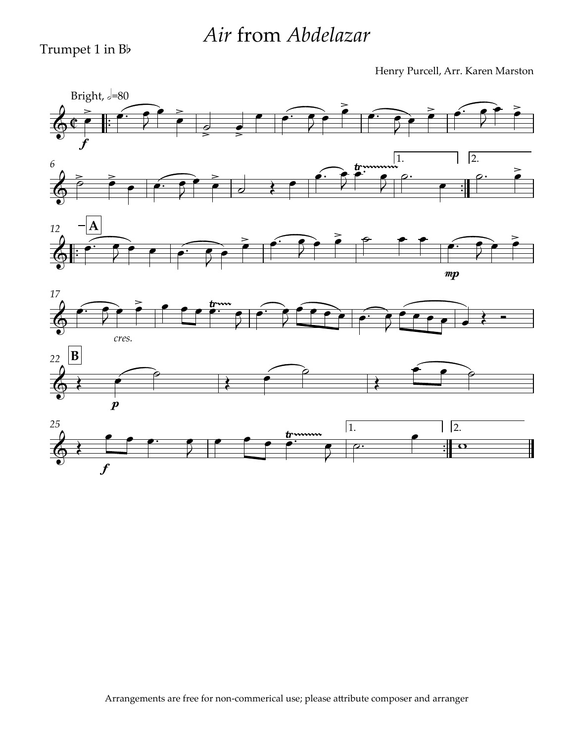# *Air* from *Abdelazar*

Trumpet 1 in B♭

Henry Purcell, Arr. Karen Marston

Arrangements are free for non-commerical use; please attribute composer and arranger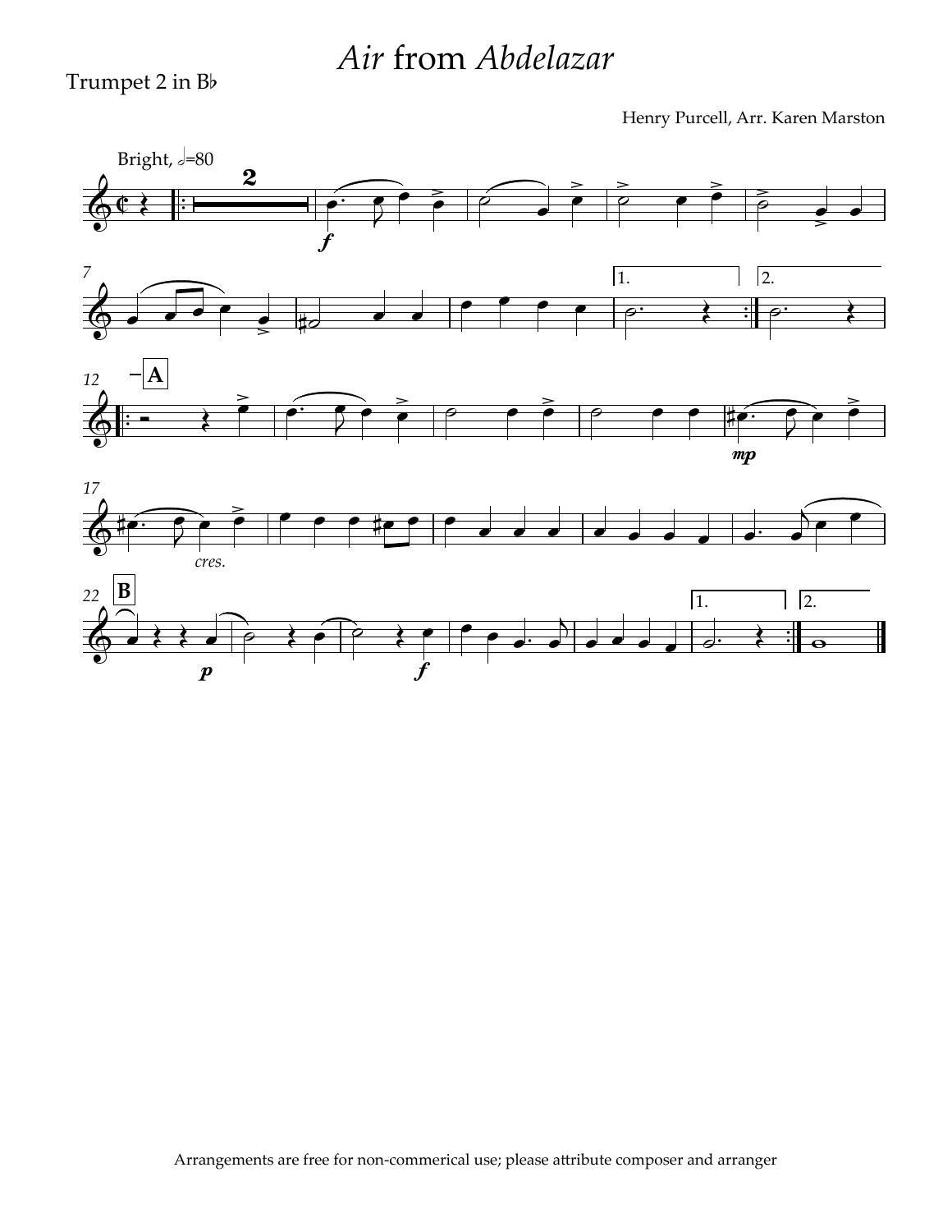# *Air* from *Abdelazar*

Trumpet 2 in B♭

Henry Purcell, Arr. Karen Marston

Arrangements are free for non-commerical use; please attribute composer and arranger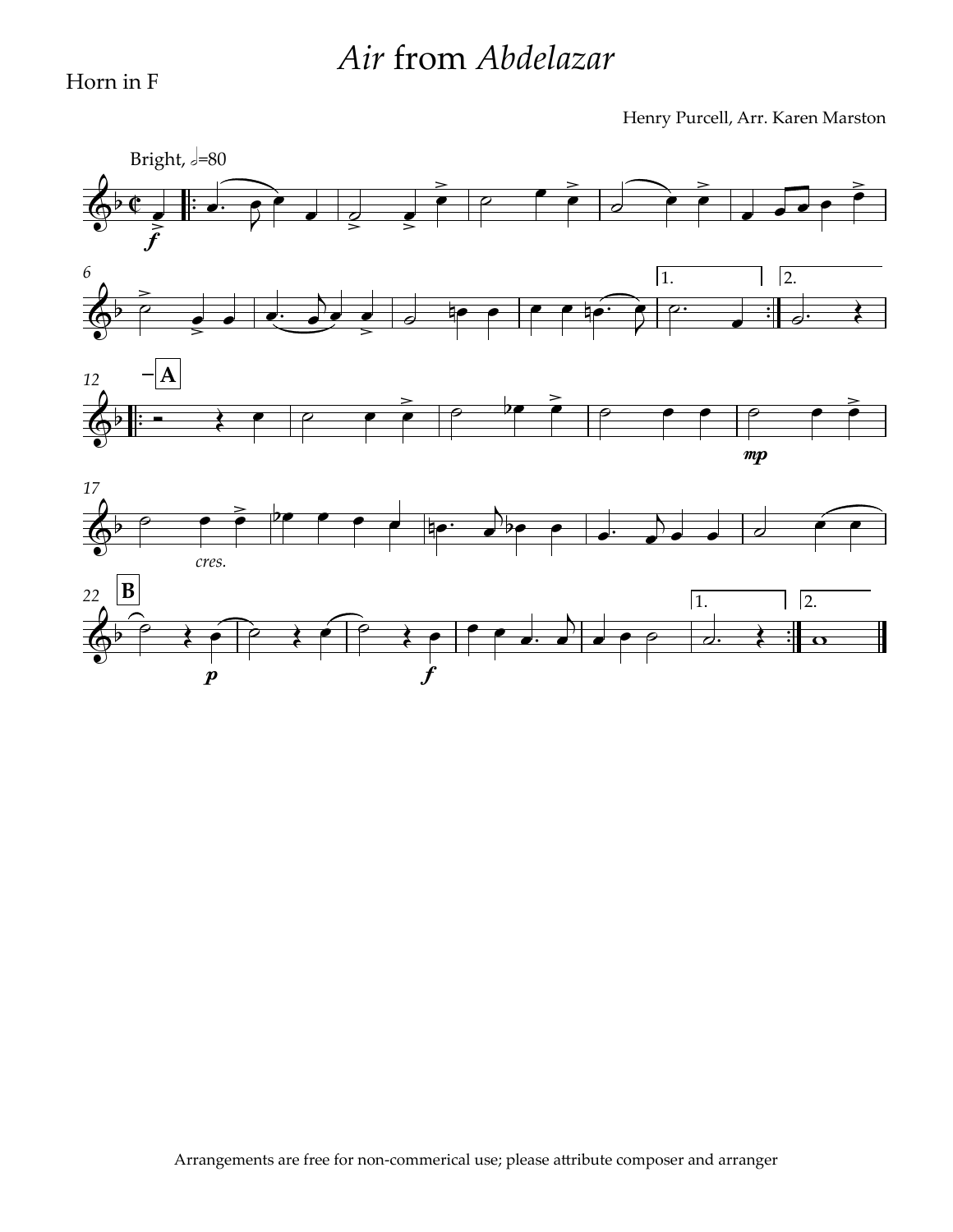Horn in F

# *Air* from *Abdelazar*

Henry Purcell, Arr. Karen Marston

Arrangements are free for non-commerical use; please attribute composer and arranger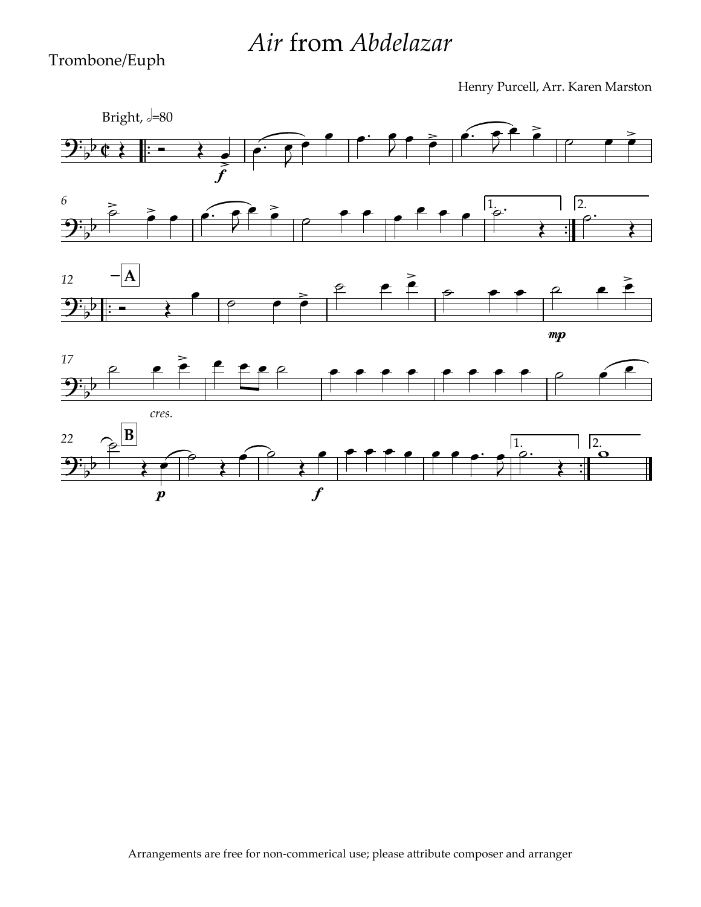# *Air* from *Abdelazar*

Trombone/Euph

Henry Purcell, Arr. Karen Marston

Arrangements are free for non-commerical use; please attribute composer and arranger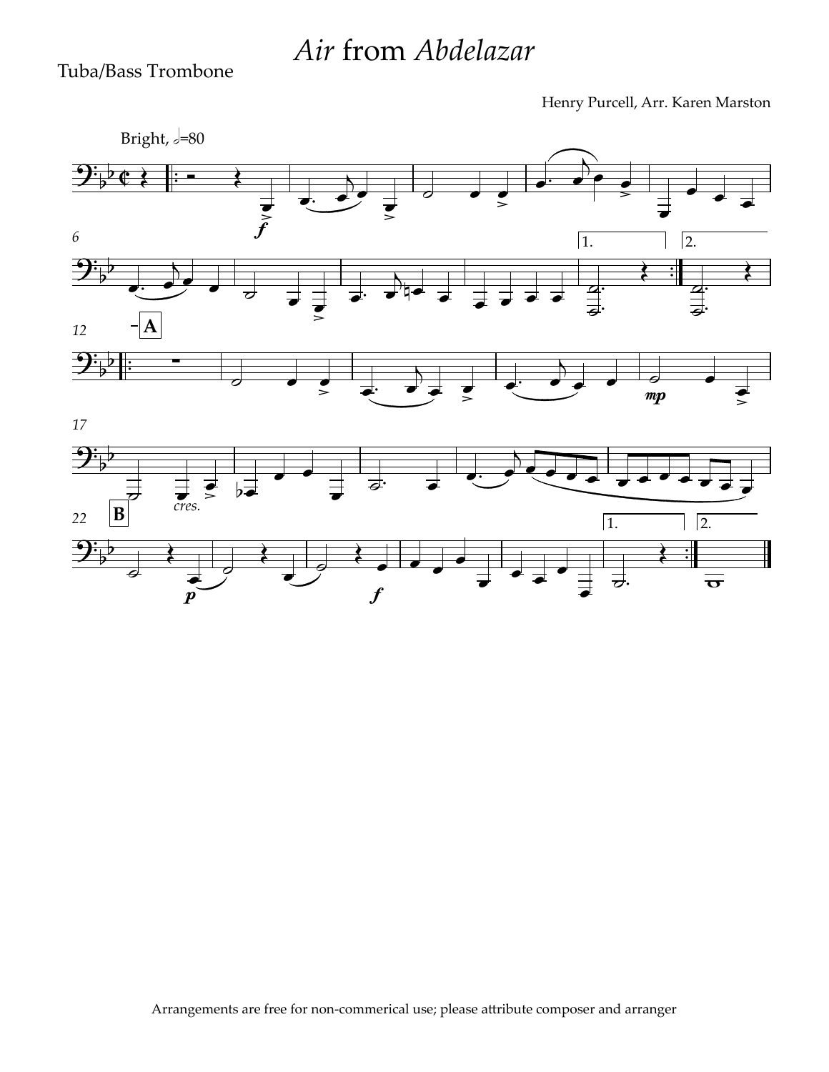# *Air* from *Abdelazar*

Tuba/Bass Trombone

Henry Purcell, Arr. Karen Marston

Arrangements are free for non-commerical use; please attribute composer and arranger